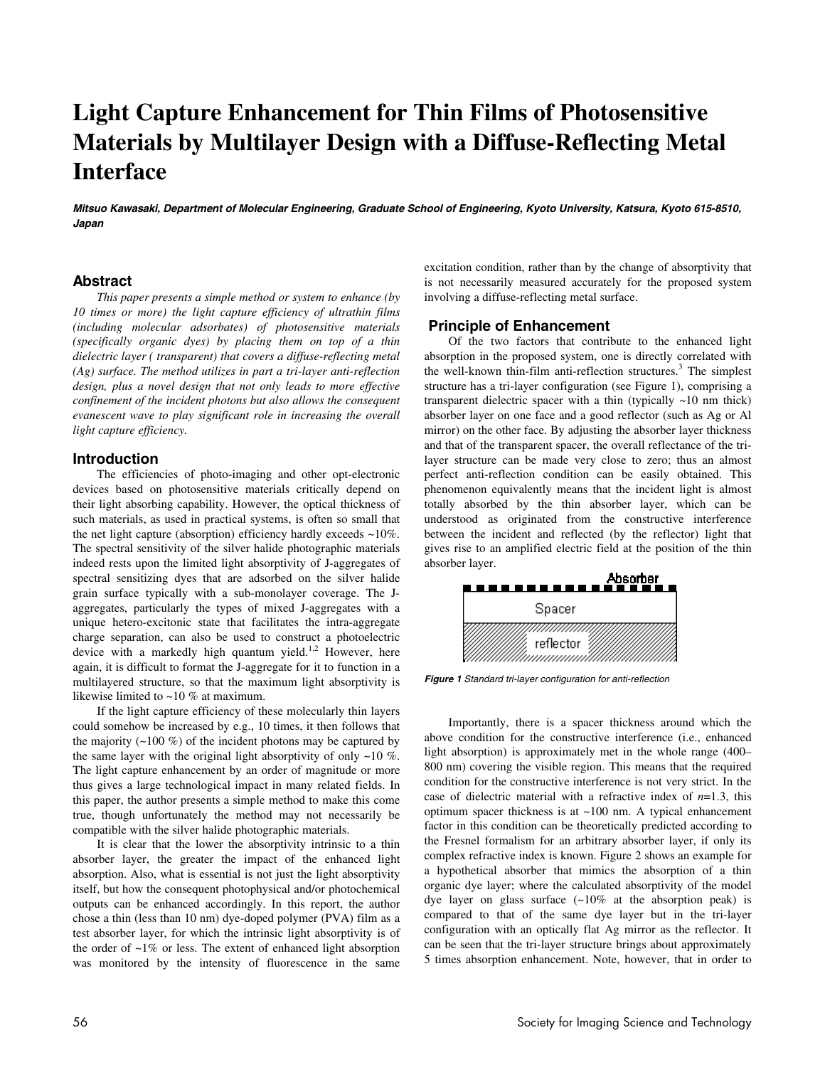# Light Capture Enhancement for Thin Films of Photosensitive Materials by Multilayer Design with a Diffuse-Reflecting Metal Interface

***Mitsuo Kawasaki, Department of Molecular Engineering, Graduate School of Engineering, Kyoto University, Katsura, Kyoto 615-8510, Japan***

## Abstract

*This paper presents a simple method or system to enhance (by 10 times or more) the light capture efficiency of ultrathin films (including molecular adsorbates) of photosensitive materials (specifically organic dyes) by placing them on top of a thin dielectric layer ( transparent) that covers a diffuse-reflecting metal (Ag) surface. The method utilizes in part a tri-layer anti-reflection design, plus a novel design that not only leads to more effective confinement of the incident photons but also allows the consequent evanescent wave to play significant role in increasing the overall light capture efficiency.*

## Introduction

The efficiencies of photo-imaging and other opt-electronic devices based on photosensitive materials critically depend on their light absorbing capability. However, the optical thickness of such materials, as used in practical systems, is often so small that the net light capture (absorption) efficiency hardly exceeds ~10%. The spectral sensitivity of the silver halide photographic materials indeed rests upon the limited light absorptivity of J-aggregates of spectral sensitizing dyes that are adsorbed on the silver halide grain surface typically with a sub-monolayer coverage. The J-aggregates, particularly the types of mixed J-aggregates with a unique hetero-excitonic state that facilitates the intra-aggregate charge separation, can also be used to construct a photoelectric device with a markedly high quantum yield.[1,2] However, here again, it is difficult to format the J-aggregate for it to function in a multilayered structure, so that the maximum light absorptivity is likewise limited to ~10 % at maximum.

If the light capture efficiency of these molecularly thin layers could somehow be increased by e.g., 10 times, it then follows that the majority (~100 %) of the incident photons may be captured by the same layer with the original light absorptivity of only ~10 %. The light capture enhancement by an order of magnitude or more thus gives a large technological impact in many related fields. In this paper, the author presents a simple method to make this come true, though unfortunately the method may not necessarily be compatible with the silver halide photographic materials.

It is clear that the lower the absorptivity intrinsic to a thin absorber layer, the greater the impact of the enhanced light absorption. Also, what is essential is not just the light absorptivity itself, but how the consequent photophysical and/or photochemical outputs can be enhanced accordingly. In this report, the author chose a thin (less than 10 nm) dye-doped polymer (PVA) film as a test absorber layer, for which the intrinsic light absorptivity is of the order of ~1% or less. The extent of enhanced light absorption was monitored by the intensity of fluorescence in the same excitation condition, rather than by the change of absorptivity that is not necessarily measured accurately for the proposed system involving a diffuse-reflecting metal surface.

## Principle of Enhancement

Of the two factors that contribute to the enhanced light absorption in the proposed system, one is directly correlated with the well-known thin-film anti-reflection structures.[3] The simplest structure has a tri-layer configuration (see Figure 1), comprising a transparent dielectric spacer with a thin (typically ~10 nm thick) absorber layer on one face and a good reflector (such as Ag or Al mirror) on the other face. By adjusting the absorber layer thickness and that of the transparent spacer, the overall reflectance of the tri-layer structure can be made very close to zero; thus an almost perfect anti-reflection condition can be easily obtained. This phenomenon equivalently means that the incident light is almost totally absorbed by the thin absorber layer, which can be understood as originated from the constructive interference between the incident and reflected (by the reflector) light that gives rise to an amplified electric field at the position of the thin absorber layer.

Absorber

Spacer

reflector

***Figure 1*** *Standard tri-layer configuration for anti-reflection*

Importantly, there is a spacer thickness around which the above condition for the constructive interference (i.e., enhanced light absorption) is approximately met in the whole range (400–800 nm) covering the visible region. This means that the required condition for the constructive interference is not very strict. In the case of dielectric material with a refractive index of $n$=1.3, this optimum spacer thickness is at ~100 nm. A typical enhancement factor in this condition can be theoretically predicted according to the Fresnel formalism for an arbitrary absorber layer, if only its complex refractive index is known. Figure 2 shows an example for a hypothetical absorber that mimics the absorption of a thin organic dye layer; where the calculated absorptivity of the model dye layer on glass surface (~10% at the absorption peak) is compared to that of the same dye layer but in the tri-layer configuration with an optically flat Ag mirror as the reflector. It can be seen that the tri-layer structure brings about approximately 5 times absorption enhancement. Note, however, that in order to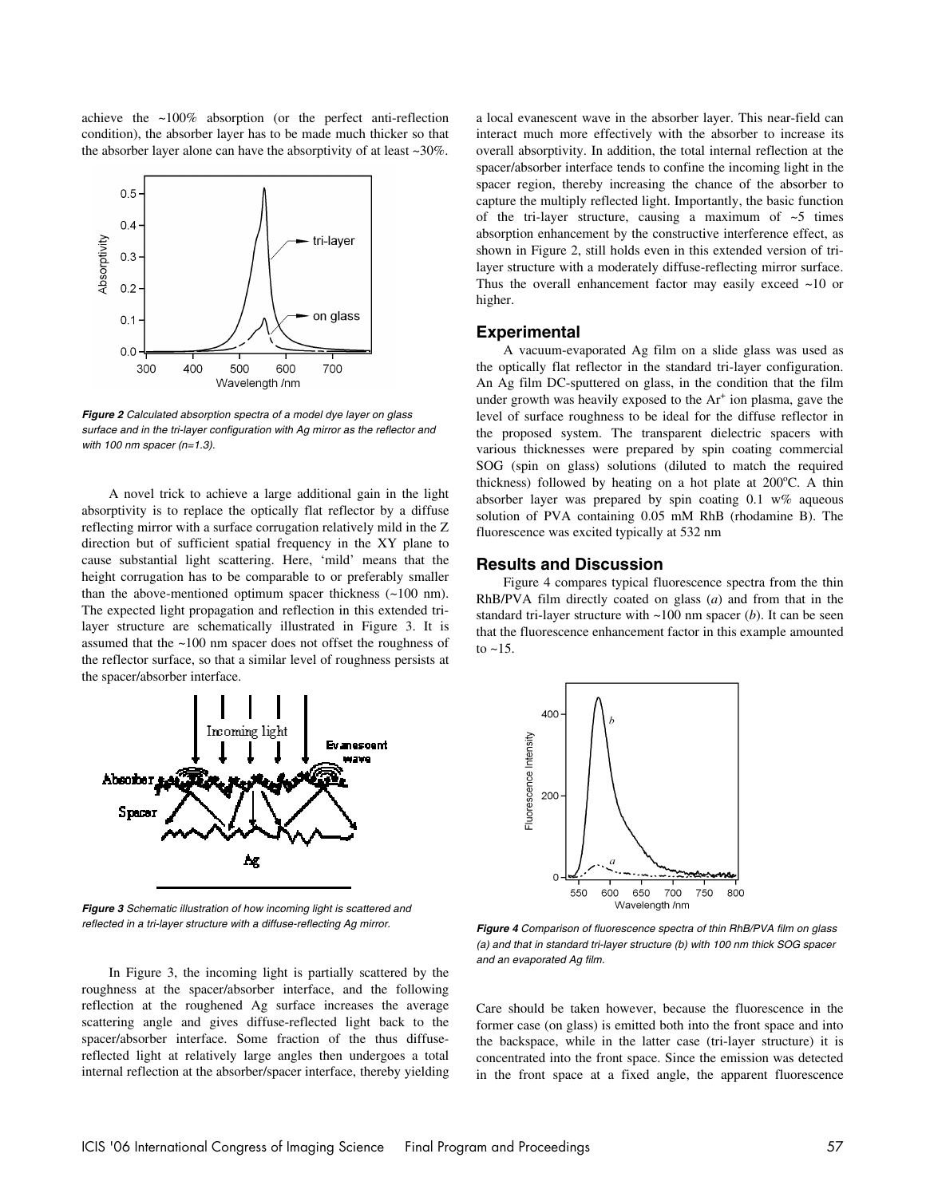achieve the ~100% absorption (or the perfect anti-reflection condition), the absorber layer has to be made much thicker so that the absorber layer alone can have the absorptivity of at least ~30%.

*Figure 2 Calculated absorption spectra of a model dye layer on glass surface and in the tri-layer configuration with Ag mirror as the reflector and with 100 nm spacer (n=1.3).*

A novel trick to achieve a large additional gain in the light absorptivity is to replace the optically flat reflector by a diffuse reflecting mirror with a surface corrugation relatively mild in the Z direction but of sufficient spatial frequency in the XY plane to cause substantial light scattering. Here, 'mild' means that the height corrugation has to be comparable to or preferably smaller than the above-mentioned optimum spacer thickness (~100 nm). The expected light propagation and reflection in this extended tri-layer structure are schematically illustrated in Figure 3. It is assumed that the ~100 nm spacer does not offset the roughness of the reflector surface, so that a similar level of roughness persists at the spacer/absorber interface.

*Figure 3 Schematic illustration of how incoming light is scattered and reflected in a tri-layer structure with a diffuse-reflecting Ag mirror.*

In Figure 3, the incoming light is partially scattered by the roughness at the spacer/absorber interface, and the following reflection at the roughened Ag surface increases the average scattering angle and gives diffuse-reflected light back to the spacer/absorber interface. Some fraction of the thus diffuse-reflected light at relatively large angles then undergoes a total internal reflection at the absorber/spacer interface, thereby yielding a local evanescent wave in the absorber layer. This near-field can interact much more effectively with the absorber to increase its overall absorptivity. In addition, the total internal reflection at the spacer/absorber interface tends to confine the incoming light in the spacer region, thereby increasing the chance of the absorber to capture the multiply reflected light. Importantly, the basic function of the tri-layer structure, causing a maximum of ~5 times absorption enhancement by the constructive interference effect, as shown in Figure 2, still holds even in this extended version of tri-layer structure with a moderately diffuse-reflecting mirror surface. Thus the overall enhancement factor may easily exceed ~10 or higher.

## Experimental

A vacuum-evaporated Ag film on a slide glass was used as the optically flat reflector in the standard tri-layer configuration. An Ag film DC-sputtered on glass, in the condition that the film under growth was heavily exposed to the $Ar^+$ ion plasma, gave the level of surface roughness to be ideal for the diffuse reflector in the proposed system. The transparent dielectric spacers with various thicknesses were prepared by spin coating commercial SOG (spin on glass) solutions (diluted to match the required thickness) followed by heating on a hot plate at 200$^o$C. A thin absorber layer was prepared by spin coating 0.1 w% aqueous solution of PVA containing 0.05 mM RhB (rhodamine B). The fluorescence was excited typically at 532 nm

## Results and Discussion

Figure 4 compares typical fluorescence spectra from the thin RhB/PVA film directly coated on glass (*a*) and from that in the standard tri-layer structure with ~100 nm spacer (*b*). It can be seen that the fluorescence enhancement factor in this example amounted to ~15.

*Figure 4 Comparison of fluorescence spectra of thin RhB/PVA film on glass (a) and that in standard tri-layer structure (b) with 100 nm thick SOG spacer and an evaporated Ag film.*

Care should be taken however, because the fluorescence in the former case (on glass) is emitted both into the front space and into the backspace, while in the latter case (tri-layer structure) it is concentrated into the front space. Since the emission was detected in the front space at a fixed angle, the apparent fluorescence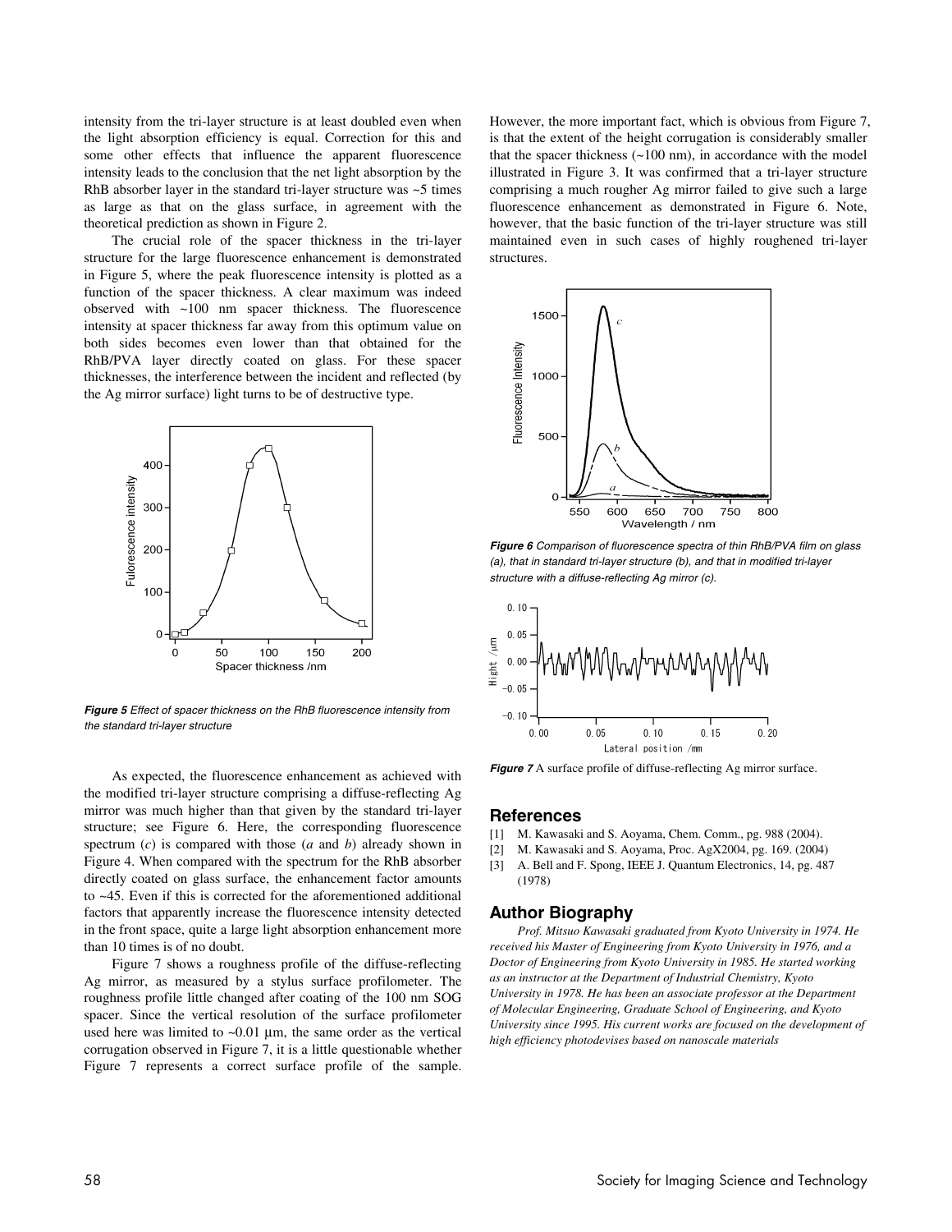intensity from the tri-layer structure is at least doubled even when the light absorption efficiency is equal. Correction for this and some other effects that influence the apparent fluorescence intensity leads to the conclusion that the net light absorption by the RhB absorber layer in the standard tri-layer structure was ~5 times as large as that on the glass surface, in agreement with the theoretical prediction as shown in Figure 2.

The crucial role of the spacer thickness in the tri-layer structure for the large fluorescence enhancement is demonstrated in Figure 5, where the peak fluorescence intensity is plotted as a function of the spacer thickness. A clear maximum was indeed observed with ~100 nm spacer thickness. The fluorescence intensity at spacer thickness far away from this optimum value on both sides becomes even lower than that obtained for the RhB/PVA layer directly coated on glass. For these spacer thicknesses, the interference between the incident and reflected (by the Ag mirror surface) light turns to be of destructive type.

Fulorescence intensity
400
300
200
100
0
0 50 100 150 200
Spacer thickness /nm

***Figure 5*** *Effect of spacer thickness on the RhB fluorescence intensity from the standard tri-layer structure*

As expected, the fluorescence enhancement as achieved with the modified tri-layer structure comprising a diffuse-reflecting Ag mirror was much higher than that given by the standard tri-layer structure; see Figure 6. Here, the corresponding fluorescence spectrum (*c*) is compared with those (*a* and *b*) already shown in Figure 4. When compared with the spectrum for the RhB absorber directly coated on glass surface, the enhancement factor amounts to ~45. Even if this is corrected for the aforementioned additional factors that apparently increase the fluorescence intensity detected in the front space, quite a large light absorption enhancement more than 10 times is of no doubt.

Figure 7 shows a roughness profile of the diffuse-reflecting Ag mirror, as measured by a stylus surface profilometer. The roughness profile little changed after coating of the 100 nm SOG spacer. Since the vertical resolution of the surface profilometer used here was limited to ~0.01 µm, the same order as the vertical corrugation observed in Figure 7, it is a little questionable whether Figure 7 represents a correct surface profile of the sample. However, the more important fact, which is obvious from Figure 7, is that the extent of the height corrugation is considerably smaller that the spacer thickness (~100 nm), in accordance with the model illustrated in Figure 3. It was confirmed that a tri-layer structure comprising a much rougher Ag mirror failed to give such a large fluorescence enhancement as demonstrated in Figure 6. Note, however, that the basic function of the tri-layer structure was still maintained even in such cases of highly roughened tri-layer structures.

Fluorescence Intensity
1500
1000
500
0
c
b
a
550 600 650 700 750 800
Wavelength / nm

***Figure 6*** *Comparison of fluorescence spectra of thin RhB/PVA film on glass (a), that in standard tri-layer structure (b), and that in modified tri-layer structure with a diffuse-reflecting Ag mirror (c).*

Hight /µm
0.10
0.05
0.00
−0.05
−0.10
0.00 0.05 0.10 0.15 0.20
Lateral position /mm

***Figure 7*** A surface profile of diffuse-reflecting Ag mirror surface.

## References

[1] M. Kawasaki and S. Aoyama, Chem. Comm., pg. 988 (2004).
[2] M. Kawasaki and S. Aoyama, Proc. AgX2004, pg. 169. (2004)
[3] A. Bell and F. Spong, IEEE J. Quantum Electronics, 14, pg. 487 (1978)

## Author Biography

*Prof. Mitsuo Kawasaki graduated from Kyoto University in 1974. He received his Master of Engineering from Kyoto University in 1976, and a Doctor of Engineering from Kyoto University in 1985. He started working as an instructor at the Department of Industrial Chemistry, Kyoto University in 1978. He has been an associate professor at the Department of Molecular Engineering, Graduate School of Engineering, and Kyoto University since 1995. His current works are focused on the development of high efficiency photodevises based on nanoscale materials*